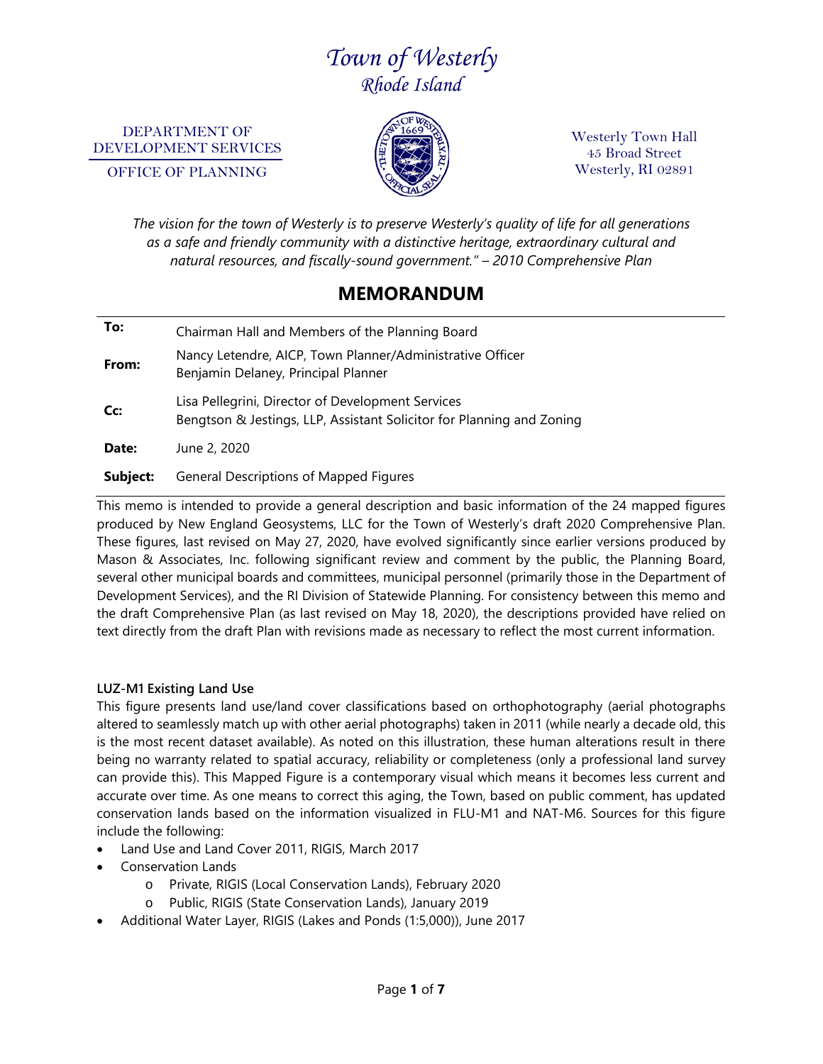# *Town of Westerly*
## *Rhode Island*

DEPARTMENT OF DEVELOPMENT SERVICES
OFFICE OF PLANNING

Westerly Town Hall
45 Broad Street
Westerly, RI 02891

*The vision for the town of Westerly is to preserve Westerly's quality of life for all generations as a safe and friendly community with a distinctive heritage, extraordinary cultural and natural resources, and fiscally-sound government." – 2010 Comprehensive Plan*

# MEMORANDUM

| | |
|---|---|
| **To:** | Chairman Hall and Members of the Planning Board |
| **From:** | Nancy Letendre, AICP, Town Planner/Administrative Officer<br>Benjamin Delaney, Principal Planner |
| **Cc:** | Lisa Pellegrini, Director of Development Services<br>Bengtson & Jestings, LLP, Assistant Solicitor for Planning and Zoning |
| **Date:** | June 2, 2020 |
| **Subject:** | General Descriptions of Mapped Figures |

This memo is intended to provide a general description and basic information of the 24 mapped figures produced by New England Geosystems, LLC for the Town of Westerly's draft 2020 Comprehensive Plan. These figures, last revised on May 27, 2020, have evolved significantly since earlier versions produced by Mason & Associates, Inc. following significant review and comment by the public, the Planning Board, several other municipal boards and committees, municipal personnel (primarily those in the Department of Development Services), and the RI Division of Statewide Planning. For consistency between this memo and the draft Comprehensive Plan (as last revised on May 18, 2020), the descriptions provided have relied on text directly from the draft Plan with revisions made as necessary to reflect the most current information.

**LUZ-M1 Existing Land Use**

This figure presents land use/land cover classifications based on orthophotography (aerial photographs altered to seamlessly match up with other aerial photographs) taken in 2011 (while nearly a decade old, this is the most recent dataset available). As noted on this illustration, these human alterations result in there being no warranty related to spatial accuracy, reliability or completeness (only a professional land survey can provide this). This Mapped Figure is a contemporary visual which means it becomes less current and accurate over time. As one means to correct this aging, the Town, based on public comment, has updated conservation lands based on the information visualized in FLU-M1 and NAT-M6. Sources for this figure include the following:

- Land Use and Land Cover 2011, RIGIS, March 2017
- Conservation Lands
  - Private, RIGIS (Local Conservation Lands), February 2020
  - Public, RIGIS (State Conservation Lands), January 2019
- Additional Water Layer, RIGIS (Lakes and Ponds (1:5,000)), June 2017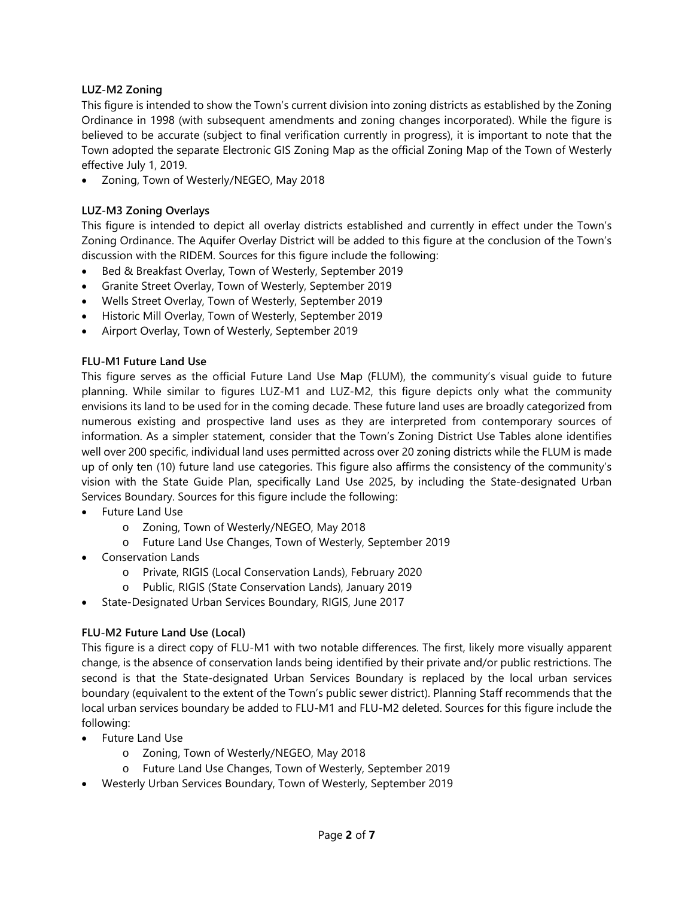**LUZ-M2 Zoning**

This figure is intended to show the Town's current division into zoning districts as established by the Zoning Ordinance in 1998 (with subsequent amendments and zoning changes incorporated). While the figure is believed to be accurate (subject to final verification currently in progress), it is important to note that the Town adopted the separate Electronic GIS Zoning Map as the official Zoning Map of the Town of Westerly effective July 1, 2019.

- Zoning, Town of Westerly/NEGEO, May 2018

**LUZ-M3 Zoning Overlays**

This figure is intended to depict all overlay districts established and currently in effect under the Town's Zoning Ordinance. The Aquifer Overlay District will be added to this figure at the conclusion of the Town's discussion with the RIDEM. Sources for this figure include the following:

- Bed & Breakfast Overlay, Town of Westerly, September 2019
- Granite Street Overlay, Town of Westerly, September 2019
- Wells Street Overlay, Town of Westerly, September 2019
- Historic Mill Overlay, Town of Westerly, September 2019
- Airport Overlay, Town of Westerly, September 2019

**FLU-M1 Future Land Use**

This figure serves as the official Future Land Use Map (FLUM), the community's visual guide to future planning. While similar to figures LUZ-M1 and LUZ-M2, this figure depicts only what the community envisions its land to be used for in the coming decade. These future land uses are broadly categorized from numerous existing and prospective land uses as they are interpreted from contemporary sources of information. As a simpler statement, consider that the Town's Zoning District Use Tables alone identifies well over 200 specific, individual land uses permitted across over 20 zoning districts while the FLUM is made up of only ten (10) future land use categories. This figure also affirms the consistency of the community's vision with the State Guide Plan, specifically Land Use 2025, by including the State-designated Urban Services Boundary. Sources for this figure include the following:

- Future Land Use
  - Zoning, Town of Westerly/NEGEO, May 2018
  - Future Land Use Changes, Town of Westerly, September 2019
- Conservation Lands
  - Private, RIGIS (Local Conservation Lands), February 2020
  - Public, RIGIS (State Conservation Lands), January 2019
- State-Designated Urban Services Boundary, RIGIS, June 2017

**FLU-M2 Future Land Use (Local)**

This figure is a direct copy of FLU-M1 with two notable differences. The first, likely more visually apparent change, is the absence of conservation lands being identified by their private and/or public restrictions. The second is that the State-designated Urban Services Boundary is replaced by the local urban services boundary (equivalent to the extent of the Town's public sewer district). Planning Staff recommends that the local urban services boundary be added to FLU-M1 and FLU-M2 deleted. Sources for this figure include the following:

- Future Land Use
  - Zoning, Town of Westerly/NEGEO, May 2018
  - Future Land Use Changes, Town of Westerly, September 2019
- Westerly Urban Services Boundary, Town of Westerly, September 2019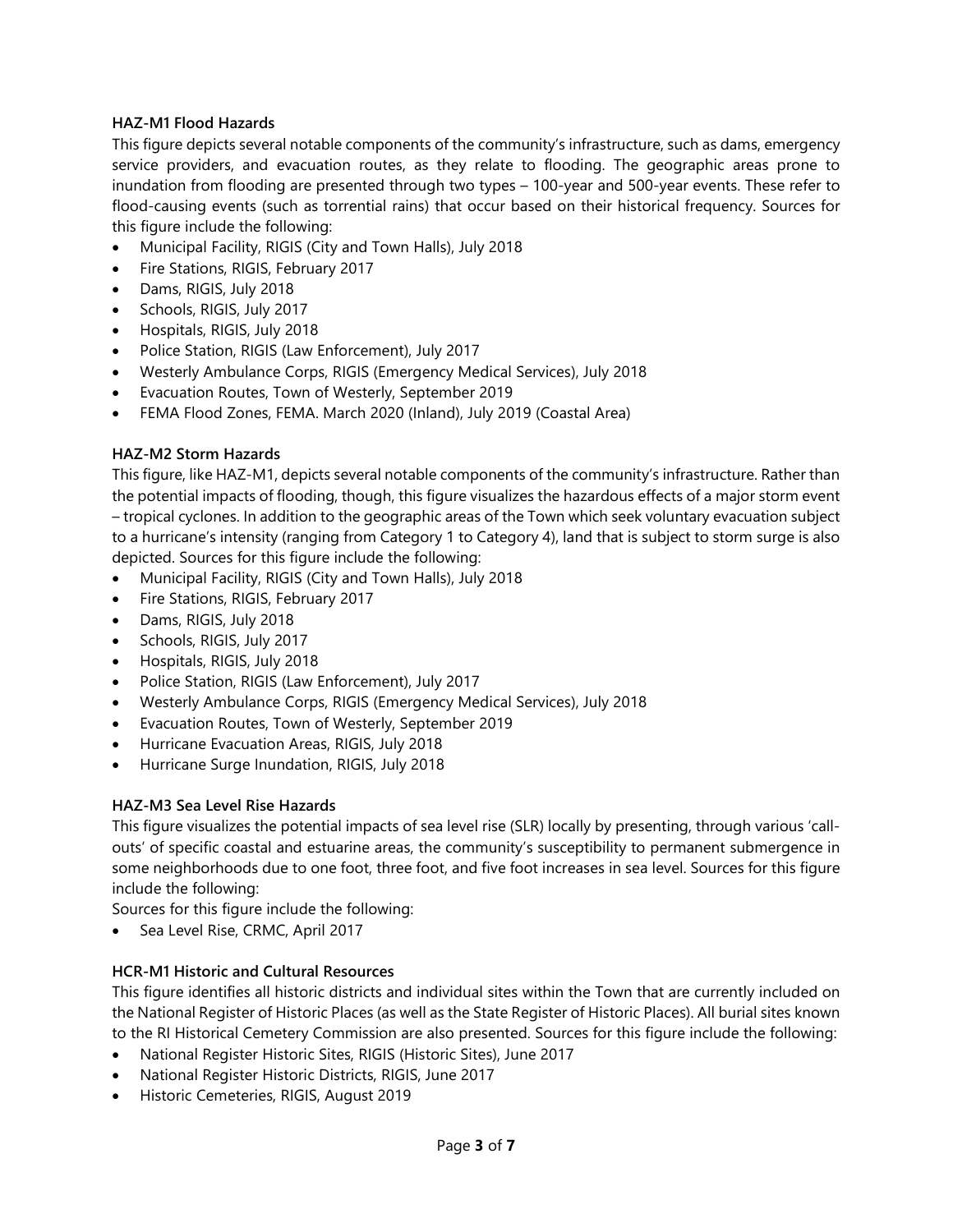**HAZ-M1 Flood Hazards**

This figure depicts several notable components of the community's infrastructure, such as dams, emergency service providers, and evacuation routes, as they relate to flooding. The geographic areas prone to inundation from flooding are presented through two types – 100-year and 500-year events. These refer to flood-causing events (such as torrential rains) that occur based on their historical frequency. Sources for this figure include the following:

- Municipal Facility, RIGIS (City and Town Halls), July 2018
- Fire Stations, RIGIS, February 2017
- Dams, RIGIS, July 2018
- Schools, RIGIS, July 2017
- Hospitals, RIGIS, July 2018
- Police Station, RIGIS (Law Enforcement), July 2017
- Westerly Ambulance Corps, RIGIS (Emergency Medical Services), July 2018
- Evacuation Routes, Town of Westerly, September 2019
- FEMA Flood Zones, FEMA. March 2020 (Inland), July 2019 (Coastal Area)

**HAZ-M2 Storm Hazards**

This figure, like HAZ-M1, depicts several notable components of the community's infrastructure. Rather than the potential impacts of flooding, though, this figure visualizes the hazardous effects of a major storm event – tropical cyclones. In addition to the geographic areas of the Town which seek voluntary evacuation subject to a hurricane's intensity (ranging from Category 1 to Category 4), land that is subject to storm surge is also depicted. Sources for this figure include the following:

- Municipal Facility, RIGIS (City and Town Halls), July 2018
- Fire Stations, RIGIS, February 2017
- Dams, RIGIS, July 2018
- Schools, RIGIS, July 2017
- Hospitals, RIGIS, July 2018
- Police Station, RIGIS (Law Enforcement), July 2017
- Westerly Ambulance Corps, RIGIS (Emergency Medical Services), July 2018
- Evacuation Routes, Town of Westerly, September 2019
- Hurricane Evacuation Areas, RIGIS, July 2018
- Hurricane Surge Inundation, RIGIS, July 2018

**HAZ-M3 Sea Level Rise Hazards**

This figure visualizes the potential impacts of sea level rise (SLR) locally by presenting, through various 'call-outs' of specific coastal and estuarine areas, the community's susceptibility to permanent submergence in some neighborhoods due to one foot, three foot, and five foot increases in sea level. Sources for this figure include the following:

Sources for this figure include the following:

- Sea Level Rise, CRMC, April 2017

**HCR-M1 Historic and Cultural Resources**

This figure identifies all historic districts and individual sites within the Town that are currently included on the National Register of Historic Places (as well as the State Register of Historic Places). All burial sites known to the RI Historical Cemetery Commission are also presented. Sources for this figure include the following:

- National Register Historic Sites, RIGIS (Historic Sites), June 2017
- National Register Historic Districts, RIGIS, June 2017
- Historic Cemeteries, RIGIS, August 2019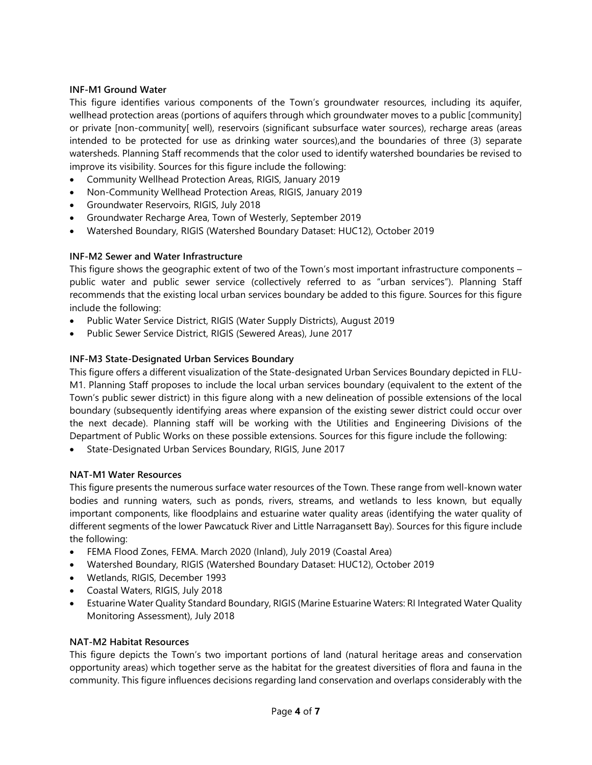**INF-M1 Ground Water**

This figure identifies various components of the Town's groundwater resources, including its aquifer, wellhead protection areas (portions of aquifers through which groundwater moves to a public [community] or private [non-community[ well), reservoirs (significant subsurface water sources), recharge areas (areas intended to be protected for use as drinking water sources),and the boundaries of three (3) separate watersheds. Planning Staff recommends that the color used to identify watershed boundaries be revised to improve its visibility. Sources for this figure include the following:

- Community Wellhead Protection Areas, RIGIS, January 2019
- Non-Community Wellhead Protection Areas, RIGIS, January 2019
- Groundwater Reservoirs, RIGIS, July 2018
- Groundwater Recharge Area, Town of Westerly, September 2019
- Watershed Boundary, RIGIS (Watershed Boundary Dataset: HUC12), October 2019

**INF-M2 Sewer and Water Infrastructure**

This figure shows the geographic extent of two of the Town's most important infrastructure components – public water and public sewer service (collectively referred to as "urban services"). Planning Staff recommends that the existing local urban services boundary be added to this figure. Sources for this figure include the following:

- Public Water Service District, RIGIS (Water Supply Districts), August 2019
- Public Sewer Service District, RIGIS (Sewered Areas), June 2017

**INF-M3 State-Designated Urban Services Boundary**

This figure offers a different visualization of the State-designated Urban Services Boundary depicted in FLU-M1. Planning Staff proposes to include the local urban services boundary (equivalent to the extent of the Town's public sewer district) in this figure along with a new delineation of possible extensions of the local boundary (subsequently identifying areas where expansion of the existing sewer district could occur over the next decade). Planning staff will be working with the Utilities and Engineering Divisions of the Department of Public Works on these possible extensions. Sources for this figure include the following:

- State-Designated Urban Services Boundary, RIGIS, June 2017

**NAT-M1 Water Resources**

This figure presents the numerous surface water resources of the Town. These range from well-known water bodies and running waters, such as ponds, rivers, streams, and wetlands to less known, but equally important components, like floodplains and estuarine water quality areas (identifying the water quality of different segments of the lower Pawcatuck River and Little Narragansett Bay). Sources for this figure include the following:

- FEMA Flood Zones, FEMA. March 2020 (Inland), July 2019 (Coastal Area)
- Watershed Boundary, RIGIS (Watershed Boundary Dataset: HUC12), October 2019
- Wetlands, RIGIS, December 1993
- Coastal Waters, RIGIS, July 2018
- Estuarine Water Quality Standard Boundary, RIGIS (Marine Estuarine Waters: RI Integrated Water Quality Monitoring Assessment), July 2018

**NAT-M2 Habitat Resources**

This figure depicts the Town's two important portions of land (natural heritage areas and conservation opportunity areas) which together serve as the habitat for the greatest diversities of flora and fauna in the community. This figure influences decisions regarding land conservation and overlaps considerably with the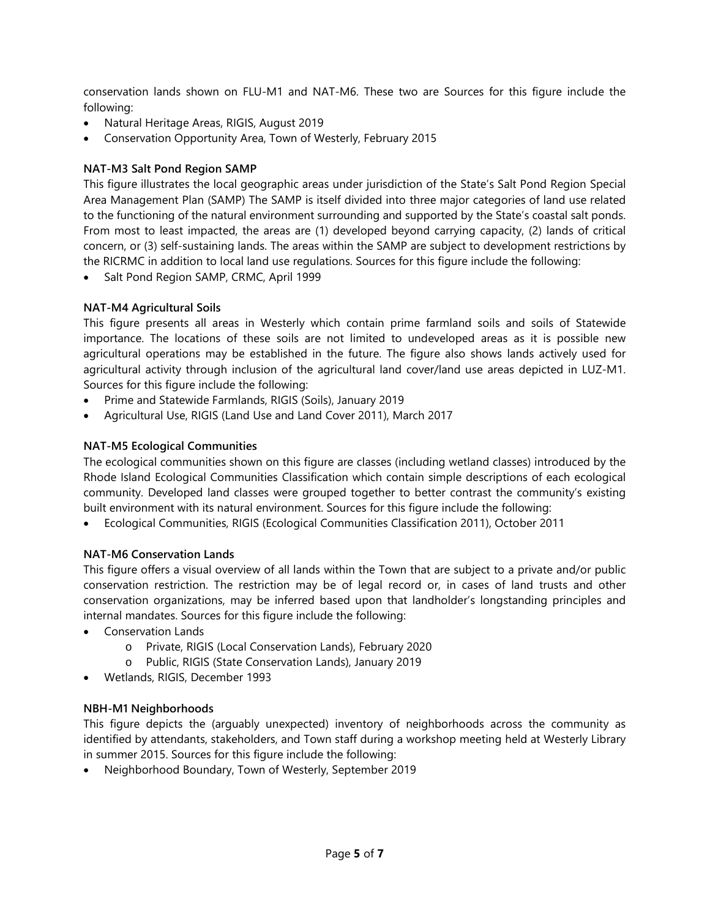conservation lands shown on FLU-M1 and NAT-M6. These two are Sources for this figure include the following:

- Natural Heritage Areas, RIGIS, August 2019
- Conservation Opportunity Area, Town of Westerly, February 2015

**NAT-M3 Salt Pond Region SAMP**

This figure illustrates the local geographic areas under jurisdiction of the State's Salt Pond Region Special Area Management Plan (SAMP) The SAMP is itself divided into three major categories of land use related to the functioning of the natural environment surrounding and supported by the State's coastal salt ponds. From most to least impacted, the areas are (1) developed beyond carrying capacity, (2) lands of critical concern, or (3) self-sustaining lands. The areas within the SAMP are subject to development restrictions by the RICRMC in addition to local land use regulations. Sources for this figure include the following:

- Salt Pond Region SAMP, CRMC, April 1999

**NAT-M4 Agricultural Soils**

This figure presents all areas in Westerly which contain prime farmland soils and soils of Statewide importance. The locations of these soils are not limited to undeveloped areas as it is possible new agricultural operations may be established in the future. The figure also shows lands actively used for agricultural activity through inclusion of the agricultural land cover/land use areas depicted in LUZ-M1. Sources for this figure include the following:

- Prime and Statewide Farmlands, RIGIS (Soils), January 2019
- Agricultural Use, RIGIS (Land Use and Land Cover 2011), March 2017

**NAT-M5 Ecological Communities**

The ecological communities shown on this figure are classes (including wetland classes) introduced by the Rhode Island Ecological Communities Classification which contain simple descriptions of each ecological community. Developed land classes were grouped together to better contrast the community's existing built environment with its natural environment. Sources for this figure include the following:

- Ecological Communities, RIGIS (Ecological Communities Classification 2011), October 2011

**NAT-M6 Conservation Lands**

This figure offers a visual overview of all lands within the Town that are subject to a private and/or public conservation restriction. The restriction may be of legal record or, in cases of land trusts and other conservation organizations, may be inferred based upon that landholder's longstanding principles and internal mandates. Sources for this figure include the following:

- Conservation Lands
  - Private, RIGIS (Local Conservation Lands), February 2020
  - Public, RIGIS (State Conservation Lands), January 2019
- Wetlands, RIGIS, December 1993

**NBH-M1 Neighborhoods**

This figure depicts the (arguably unexpected) inventory of neighborhoods across the community as identified by attendants, stakeholders, and Town staff during a workshop meeting held at Westerly Library in summer 2015. Sources for this figure include the following:

- Neighborhood Boundary, Town of Westerly, September 2019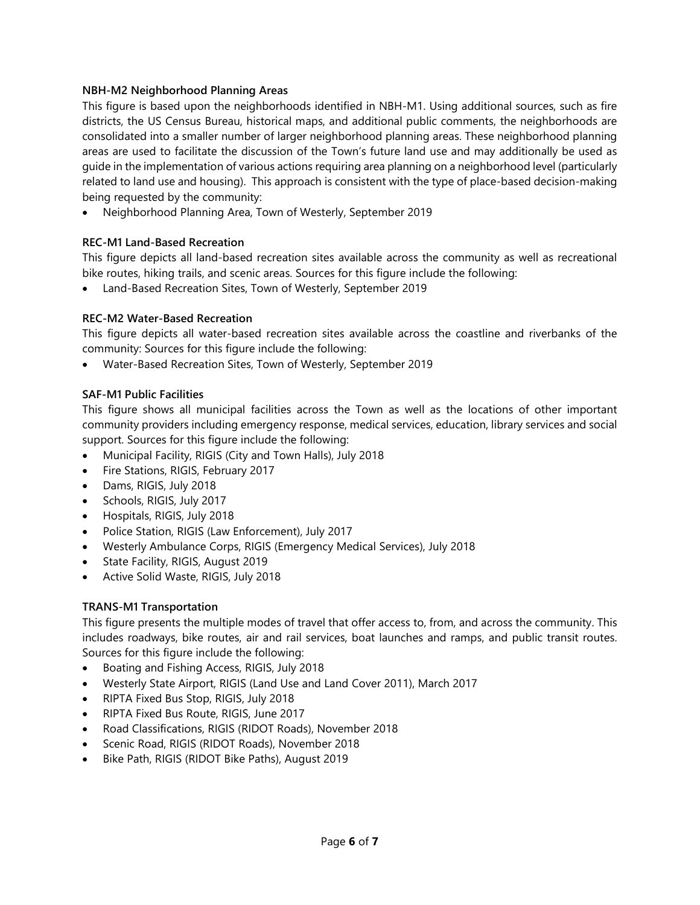**NBH-M2 Neighborhood Planning Areas**

This figure is based upon the neighborhoods identified in NBH-M1. Using additional sources, such as fire districts, the US Census Bureau, historical maps, and additional public comments, the neighborhoods are consolidated into a smaller number of larger neighborhood planning areas. These neighborhood planning areas are used to facilitate the discussion of the Town's future land use and may additionally be used as guide in the implementation of various actions requiring area planning on a neighborhood level (particularly related to land use and housing). This approach is consistent with the type of place-based decision-making being requested by the community:

- Neighborhood Planning Area, Town of Westerly, September 2019

**REC-M1 Land-Based Recreation**

This figure depicts all land-based recreation sites available across the community as well as recreational bike routes, hiking trails, and scenic areas. Sources for this figure include the following:

- Land-Based Recreation Sites, Town of Westerly, September 2019

**REC-M2 Water-Based Recreation**

This figure depicts all water-based recreation sites available across the coastline and riverbanks of the community: Sources for this figure include the following:

- Water-Based Recreation Sites, Town of Westerly, September 2019

**SAF-M1 Public Facilities**

This figure shows all municipal facilities across the Town as well as the locations of other important community providers including emergency response, medical services, education, library services and social support. Sources for this figure include the following:

- Municipal Facility, RIGIS (City and Town Halls), July 2018
- Fire Stations, RIGIS, February 2017
- Dams, RIGIS, July 2018
- Schools, RIGIS, July 2017
- Hospitals, RIGIS, July 2018
- Police Station, RIGIS (Law Enforcement), July 2017
- Westerly Ambulance Corps, RIGIS (Emergency Medical Services), July 2018
- State Facility, RIGIS, August 2019
- Active Solid Waste, RIGIS, July 2018

**TRANS-M1 Transportation**

This figure presents the multiple modes of travel that offer access to, from, and across the community. This includes roadways, bike routes, air and rail services, boat launches and ramps, and public transit routes. Sources for this figure include the following:

- Boating and Fishing Access, RIGIS, July 2018
- Westerly State Airport, RIGIS (Land Use and Land Cover 2011), March 2017
- RIPTA Fixed Bus Stop, RIGIS, July 2018
- RIPTA Fixed Bus Route, RIGIS, June 2017
- Road Classifications, RIGIS (RIDOT Roads), November 2018
- Scenic Road, RIGIS (RIDOT Roads), November 2018
- Bike Path, RIGIS (RIDOT Bike Paths), August 2019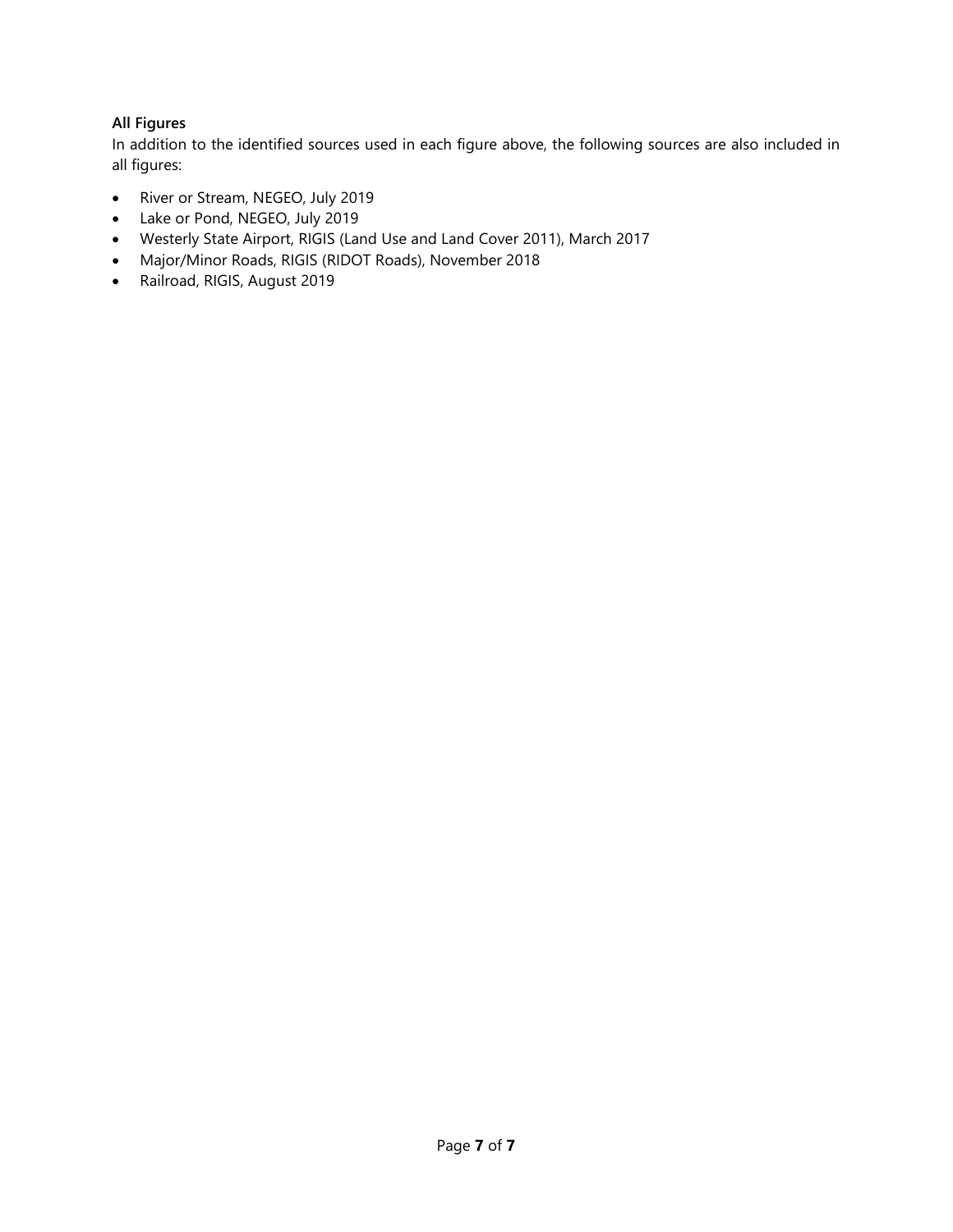**All Figures**

In addition to the identified sources used in each figure above, the following sources are also included in all figures:

- River or Stream, NEGEO, July 2019
- Lake or Pond, NEGEO, July 2019
- Westerly State Airport, RIGIS (Land Use and Land Cover 2011), March 2017
- Major/Minor Roads, RIGIS (RIDOT Roads), November 2018
- Railroad, RIGIS, August 2019